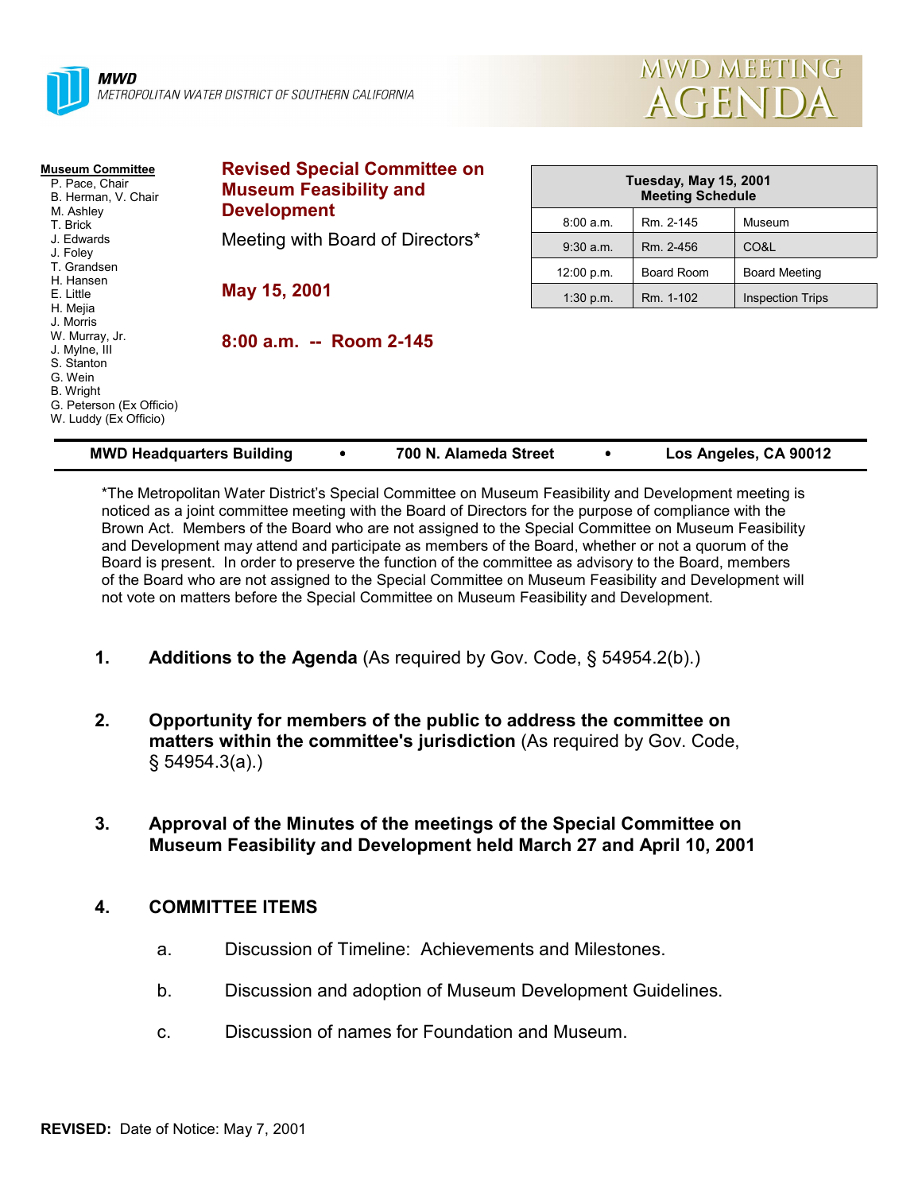**MWD**
METROPOLITAN WATER DISTRICT OF SOUTHERN CALIFORNIA

# MWD MEETING AGENDA

**Museum Committee**
- P. Pace, Chair
- B. Herman, V. Chair
- M. Ashley
- T. Brick
- J. Edwards
- J. Foley
- T. Grandsen
- H. Hansen
- E. Little
- H. Mejia
- J. Morris
- W. Murray, Jr.
- J. Mylne, III
- S. Stanton
- G. Wein
- B. Wright
- G. Peterson (Ex Officio)
- W. Luddy (Ex Officio)

## Revised Special Committee on Museum Feasibility and Development

Meeting with Board of Directors*

**May 15, 2001**

**8:00 a.m. -- Room 2-145**

| Tuesday, May 15, 2001 Meeting Schedule | | |
|---|---|---|
| 8:00 a.m. | Rm. 2-145 | Museum |
| 9:30 a.m. | Rm. 2-456 | CO&L |
| 12:00 p.m. | Board Room | Board Meeting |
| 1:30 p.m. | Rm. 1-102 | Inspection Trips |

**MWD Headquarters Building • 700 N. Alameda Street • Los Angeles, CA 90012**

*The Metropolitan Water District's Special Committee on Museum Feasibility and Development meeting is noticed as a joint committee meeting with the Board of Directors for the purpose of compliance with the Brown Act. Members of the Board who are not assigned to the Special Committee on Museum Feasibility and Development may attend and participate as members of the Board, whether or not a quorum of the Board is present. In order to preserve the function of the committee as advisory to the Board, members of the Board who are not assigned to the Special Committee on Museum Feasibility and Development will not vote on matters before the Special Committee on Museum Feasibility and Development.

1. **Additions to the Agenda** (As required by Gov. Code, § 54954.2(b).)

2. **Opportunity for members of the public to address the committee on matters within the committee's jurisdiction** (As required by Gov. Code, § 54954.3(a).)

3. **Approval of the Minutes of the meetings of the Special Committee on Museum Feasibility and Development held March 27 and April 10, 2001**

4. **COMMITTEE ITEMS**

   a. Discussion of Timeline: Achievements and Milestones.

   b. Discussion and adoption of Museum Development Guidelines.

   c. Discussion of names for Foundation and Museum.

**REVISED:** Date of Notice: May 7, 2001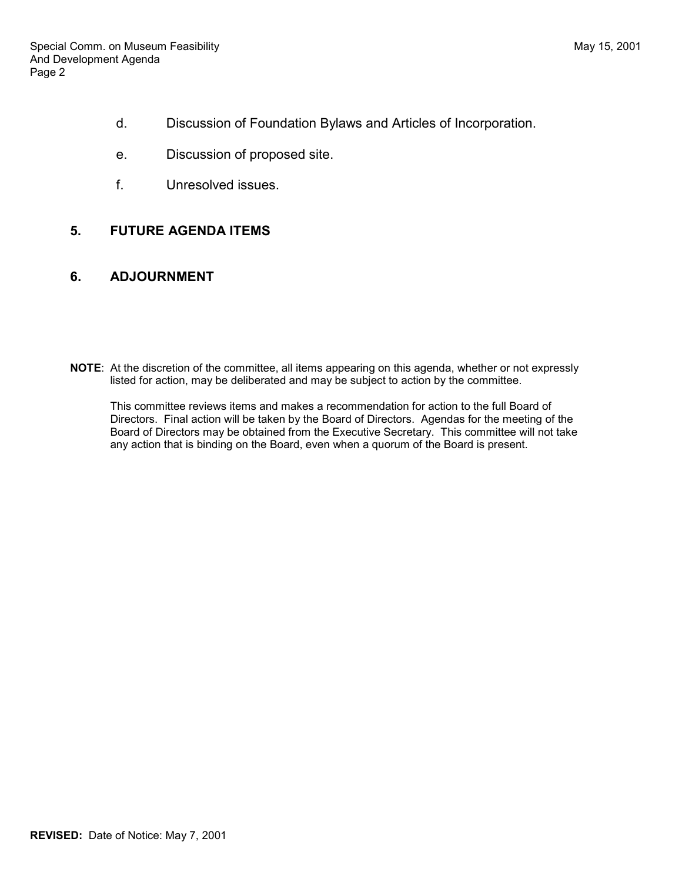d. Discussion of Foundation Bylaws and Articles of Incorporation.

e. Discussion of proposed site.

f. Unresolved issues.

## 5. FUTURE AGENDA ITEMS

## 6. ADJOURNMENT

**NOTE**: At the discretion of the committee, all items appearing on this agenda, whether or not expressly listed for action, may be deliberated and may be subject to action by the committee.

This committee reviews items and makes a recommendation for action to the full Board of Directors. Final action will be taken by the Board of Directors. Agendas for the meeting of the Board of Directors may be obtained from the Executive Secretary. This committee will not take any action that is binding on the Board, even when a quorum of the Board is present.

**REVISED:** Date of Notice: May 7, 2001